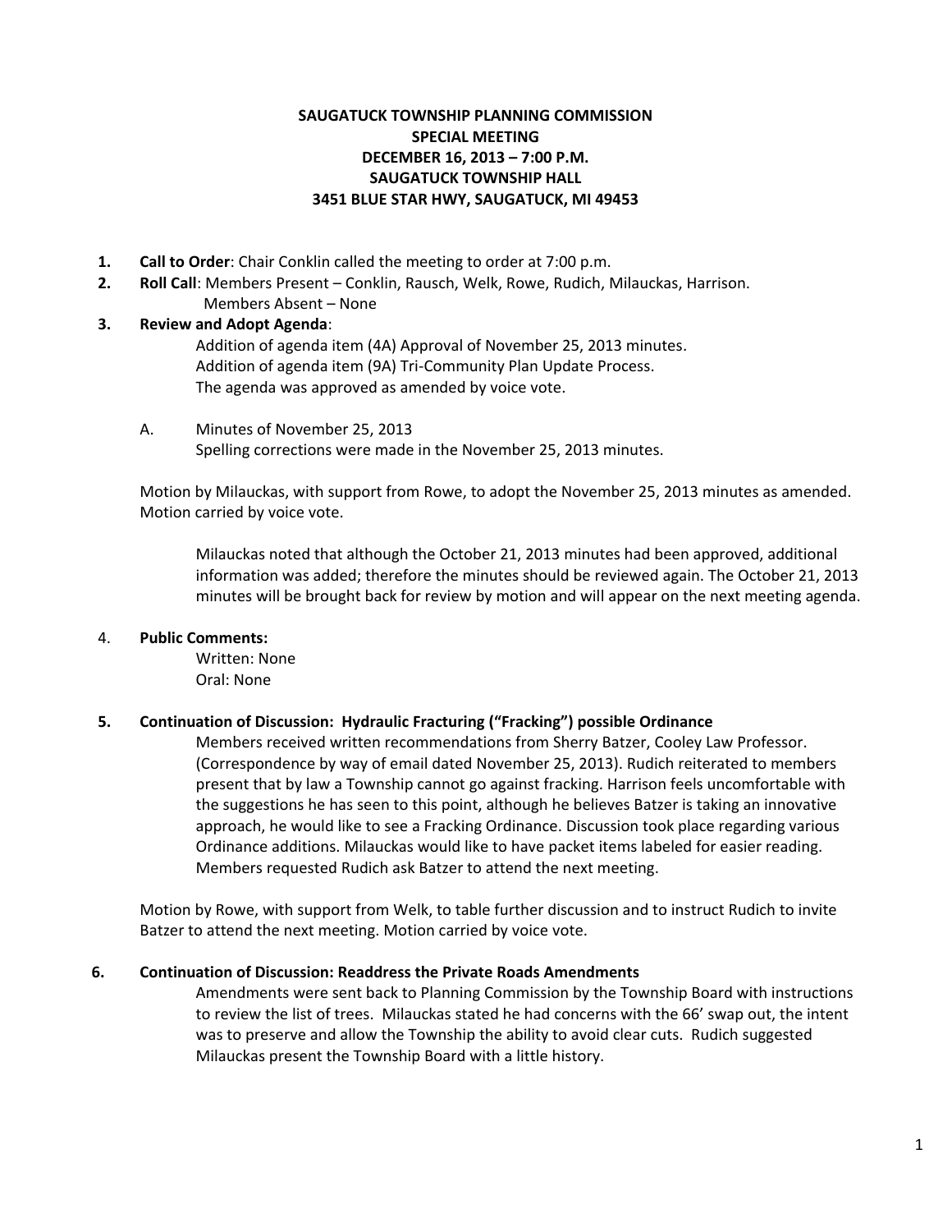# SAUGATUCK TOWNSHIP PLANNING COMMISSION
## SPECIAL MEETING
## DECEMBER 16, 2013 – 7:00 P.M.
## SAUGATUCK TOWNSHIP HALL
## 3451 BLUE STAR HWY, SAUGATUCK, MI 49453

1. **Call to Order**: Chair Conklin called the meeting to order at 7:00 p.m.
2. **Roll Call**: Members Present – Conklin, Rausch, Welk, Rowe, Rudich, Milauckas, Harrison.
   Members Absent – None
3. **Review and Adopt Agenda**:
   Addition of agenda item (4A) Approval of November 25, 2013 minutes.
   Addition of agenda item (9A) Tri-Community Plan Update Process.
   The agenda was approved as amended by voice vote.

   A. Minutes of November 25, 2013
   Spelling corrections were made in the November 25, 2013 minutes.

   Motion by Milauckas, with support from Rowe, to adopt the November 25, 2013 minutes as amended. Motion carried by voice vote.

   Milauckas noted that although the October 21, 2013 minutes had been approved, additional information was added; therefore the minutes should be reviewed again. The October 21, 2013 minutes will be brought back for review by motion and will appear on the next meeting agenda.

4. **Public Comments:**
   Written: None
   Oral: None

5. **Continuation of Discussion: Hydraulic Fracturing ("Fracking") possible Ordinance**
   Members received written recommendations from Sherry Batzer, Cooley Law Professor. (Correspondence by way of email dated November 25, 2013). Rudich reiterated to members present that by law a Township cannot go against fracking. Harrison feels uncomfortable with the suggestions he has seen to this point, although he believes Batzer is taking an innovative approach, he would like to see a Fracking Ordinance. Discussion took place regarding various Ordinance additions. Milauckas would like to have packet items labeled for easier reading. Members requested Rudich ask Batzer to attend the next meeting.

   Motion by Rowe, with support from Welk, to table further discussion and to instruct Rudich to invite Batzer to attend the next meeting. Motion carried by voice vote.

6. **Continuation of Discussion: Readdress the Private Roads Amendments**
   Amendments were sent back to Planning Commission by the Township Board with instructions to review the list of trees. Milauckas stated he had concerns with the 66' swap out, the intent was to preserve and allow the Township the ability to avoid clear cuts. Rudich suggested Milauckas present the Township Board with a little history.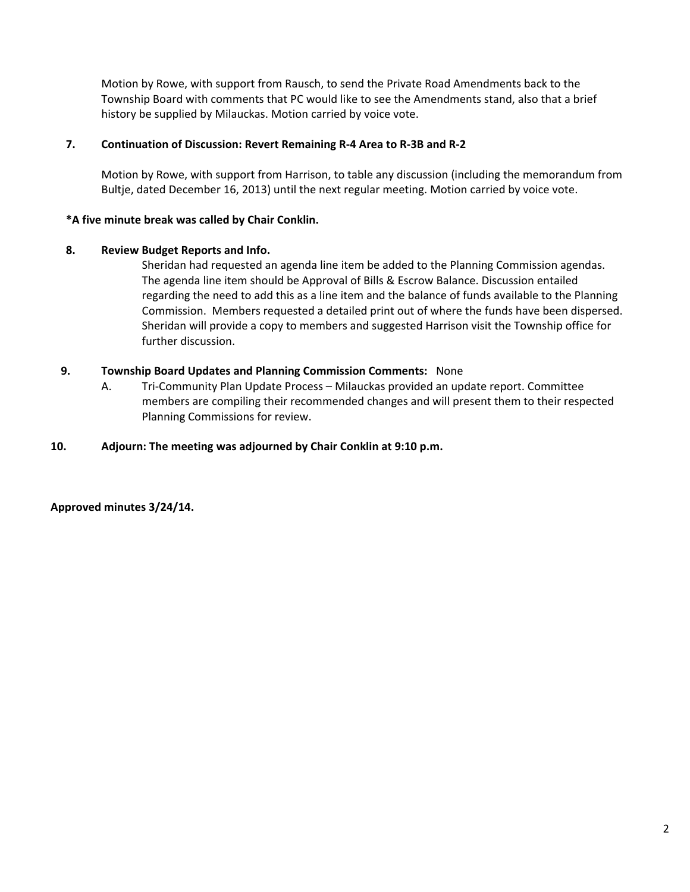Motion by Rowe, with support from Rausch, to send the Private Road Amendments back to the Township Board with comments that PC would like to see the Amendments stand, also that a brief history be supplied by Milauckas. Motion carried by voice vote.

**7. Continuation of Discussion: Revert Remaining R-4 Area to R-3B and R-2**

Motion by Rowe, with support from Harrison, to table any discussion (including the memorandum from Bultje, dated December 16, 2013) until the next regular meeting. Motion carried by voice vote.

**\*A five minute break was called by Chair Conklin.**

**8. Review Budget Reports and Info.**

Sheridan had requested an agenda line item be added to the Planning Commission agendas. The agenda line item should be Approval of Bills & Escrow Balance. Discussion entailed regarding the need to add this as a line item and the balance of funds available to the Planning Commission. Members requested a detailed print out of where the funds have been dispersed. Sheridan will provide a copy to members and suggested Harrison visit the Township office for further discussion.

**9. Township Board Updates and Planning Commission Comments:** None

A. Tri-Community Plan Update Process – Milauckas provided an update report. Committee members are compiling their recommended changes and will present them to their respected Planning Commissions for review.

**10. Adjourn: The meeting was adjourned by Chair Conklin at 9:10 p.m.**

**Approved minutes 3/24/14.**